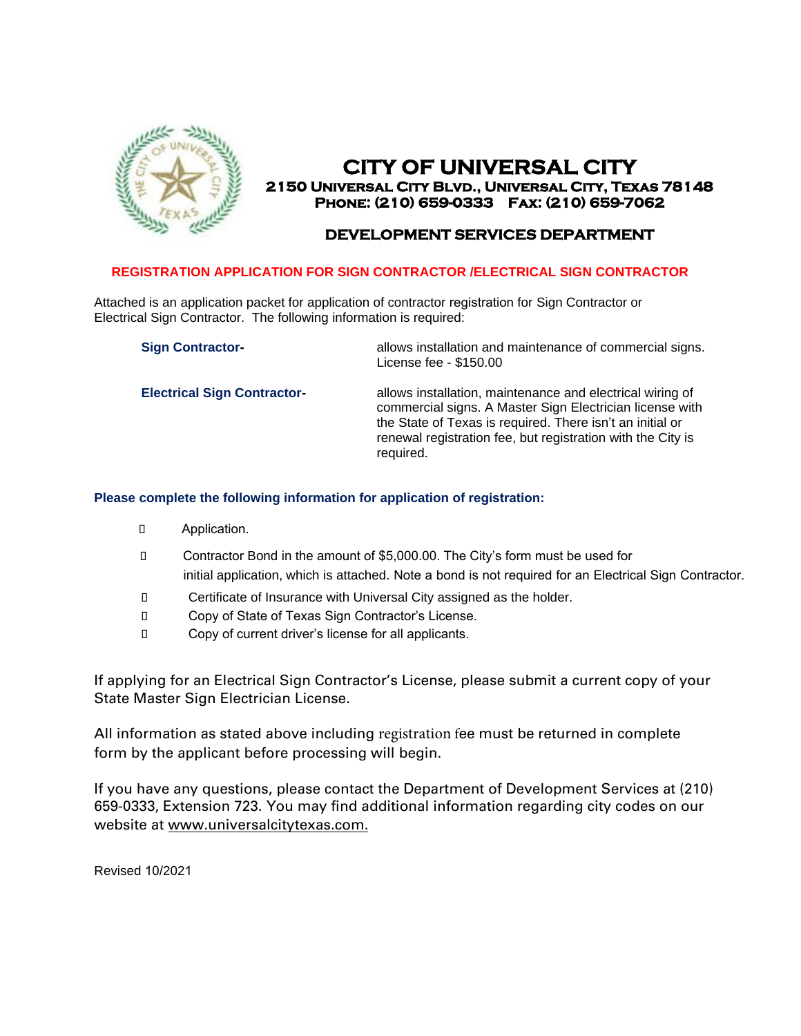# CITY OF UNIVERSAL CITY

**2150 UNIVERSAL CITY BLVD., UNIVERSAL CITY, TEXAS 78148**
**PHONE: (210) 659-0333 FAX: (210) 659-7062**

## DEVELOPMENT SERVICES DEPARTMENT

**REGISTRATION APPLICATION FOR SIGN CONTRACTOR /ELECTRICAL SIGN CONTRACTOR**

Attached is an application packet for application of contractor registration for Sign Contractor or Electrical Sign Contractor. The following information is required:

**Sign Contractor-** allows installation and maintenance of commercial signs. License fee - $150.00

**Electrical Sign Contractor-** allows installation, maintenance and electrical wiring of commercial signs. A Master Sign Electrician license with the State of Texas is required. There isn't an initial or renewal registration fee, but registration with the City is required.

**Please complete the following information for application of registration:**

- Application.
- Contractor Bond in the amount of $5,000.00. The City's form must be used for initial application, which is attached. Note a bond is not required for an Electrical Sign Contractor.
- Certificate of Insurance with Universal City assigned as the holder.
- Copy of State of Texas Sign Contractor's License.
- Copy of current driver's license for all applicants.

If applying for an Electrical Sign Contractor's License, please submit a current copy of your State Master Sign Electrician License.

All information as stated above including registration fee must be returned in complete form by the applicant before processing will begin.

If you have any questions, please contact the Department of Development Services at (210) 659-0333, Extension 723. You may find additional information regarding city codes on our website at www.universalcitytexas.com.

Revised 10/2021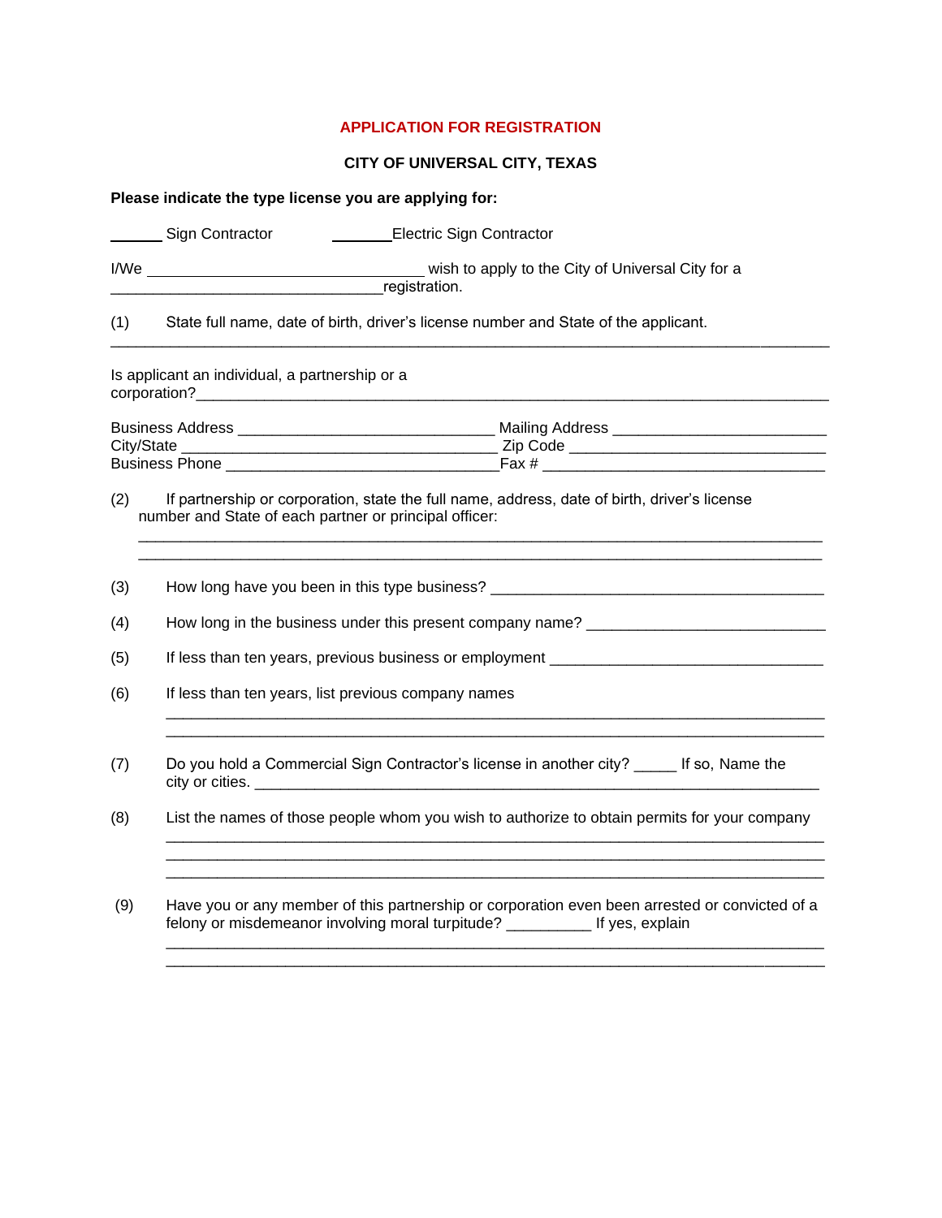# APPLICATION FOR REGISTRATION

## CITY OF UNIVERSAL CITY, TEXAS

**Please indicate the type license you are applying for:**

______ Sign Contractor          _______ Electric Sign Contractor

I/We ________________________________ wish to apply to the City of Universal City for a _______________________________ registration.

(1) State full name, date of birth, driver's license number and State of the applicant.
___________________________________________________________________________________

Is applicant an individual, a partnership or a corporation? _______________________________________________________________

Business Address _____________________________ Mailing Address ________________________
City/State ___________________________________ Zip Code ______________________________
Business Phone ______________________________ Fax # _________________________________

(2) If partnership or corporation, state the full name, address, date of birth, driver's license number and State of each partner or principal officer:
___________________________________________________________________________________
___________________________________________________________________________________

(3) How long have you been in this type business? _______________________________________

(4) How long in the business under this present company name? ___________________________

(5) If less than ten years, previous business or employment _______________________________

(6) If less than ten years, list previous company names
___________________________________________________________________________________
___________________________________________________________________________________

(7) Do you hold a Commercial Sign Contractor's license in another city? _____ If so, Name the city or cities. ______________________________________________________________

(8) List the names of those people whom you wish to authorize to obtain permits for your company
___________________________________________________________________________________
___________________________________________________________________________________
___________________________________________________________________________________

(9) Have you or any member of this partnership or corporation even been arrested or convicted of a felony or misdemeanor involving moral turpitude? __________ If yes, explain
___________________________________________________________________________________
___________________________________________________________________________________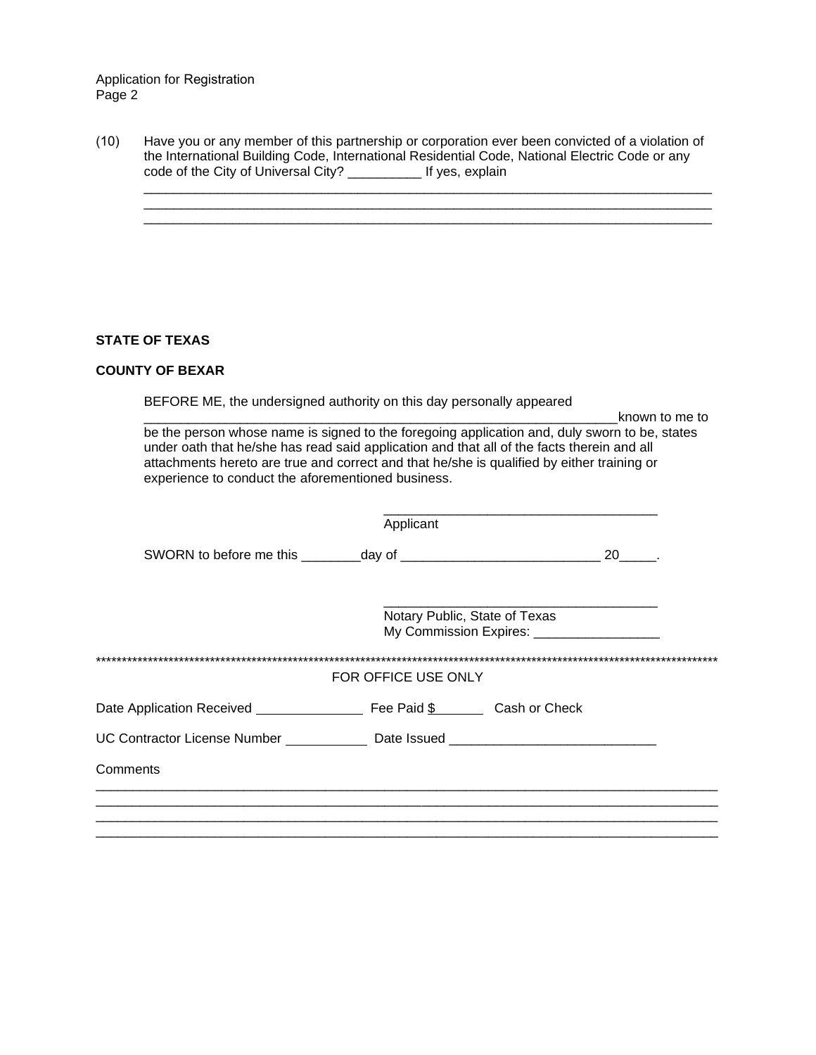Application for Registration
Page 2

(10) Have you or any member of this partnership or corporation ever been convicted of a violation of the International Building Code, International Residential Code, National Electric Code or any code of the City of Universal City? __________ If yes, explain

_______________________________________________________________________________

_______________________________________________________________________________

_______________________________________________________________________________

**STATE OF TEXAS**

**COUNTY OF BEXAR**

BEFORE ME, the undersigned authority on this day personally appeared _____________________________________________________________known to me to be the person whose name is signed to the foregoing application and, duly sworn to be, states under oath that he/she has read said application and that all of the facts therein and all attachments hereto are true and correct and that he/she is qualified by either training or experience to conduct the aforementioned business.

_____________________________________
Applicant

SWORN to before me this ________day of ___________________________ 20_____.

_____________________________________
Notary Public, State of Texas
My Commission Expires: _________________

**************************************************************************************************************************

FOR OFFICE USE ONLY

Date Application Received _______________ Fee Paid $_______ Cash or Check

UC Contractor License Number ___________ Date Issued ___________________________

Comments

_________________________________________________________________________________

_________________________________________________________________________________

_________________________________________________________________________________

_________________________________________________________________________________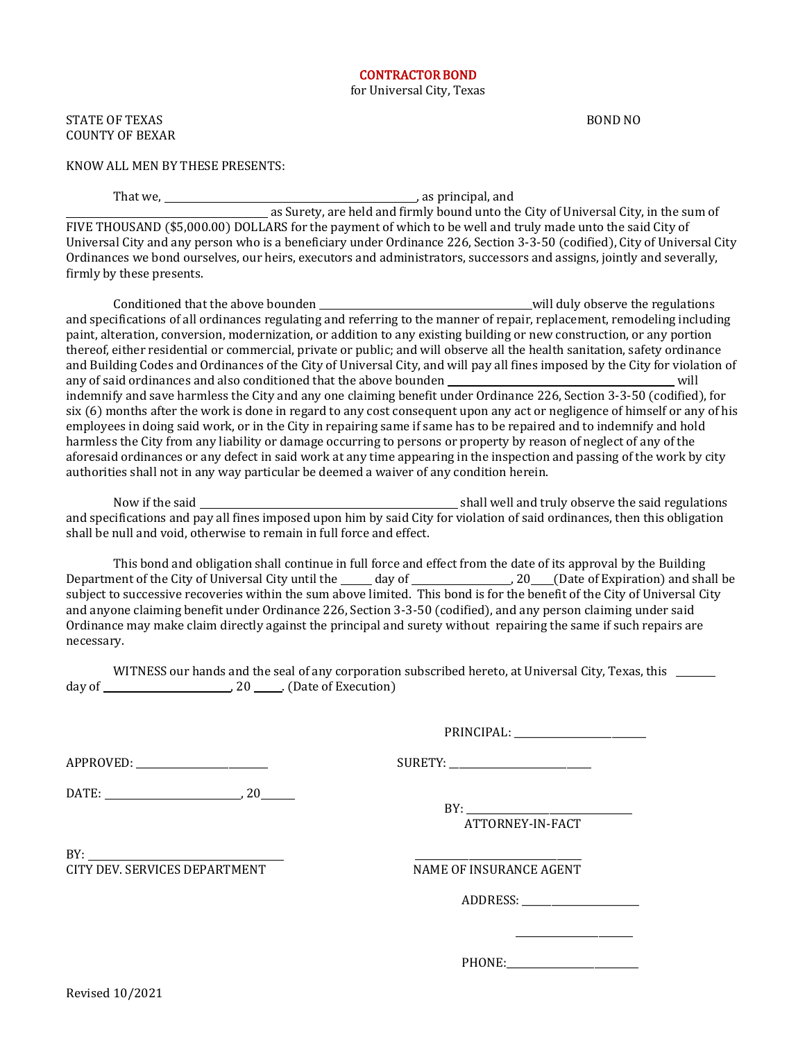# CONTRACTOR BOND

for Universal City, Texas

STATE OF TEXAS
COUNTY OF BEXAR

BOND NO

KNOW ALL MEN BY THESE PRESENTS:

That we, ______________________________, as principal, and ______________________________ as Surety, are held and firmly bound unto the City of Universal City, in the sum of FIVE THOUSAND ($5,000.00) DOLLARS for the payment of which to be well and truly made unto the said City of Universal City and any person who is a beneficiary under Ordinance 226, Section 3-3-50 (codified), City of Universal City Ordinances we bond ourselves, our heirs, executors and administrators, successors and assigns, jointly and severally, firmly by these presents.

Conditioned that the above bounden ______________________________ will duly observe the regulations and specifications of all ordinances regulating and referring to the manner of repair, replacement, remodeling including paint, alteration, conversion, modernization, or addition to any existing building or new construction, or any portion thereof, either residential or commercial, private or public; and will observe all the health sanitation, safety ordinance and Building Codes and Ordinances of the City of Universal City, and will pay all fines imposed by the City for violation of any of said ordinances and also conditioned that the above bounden ______________________________ will indemnify and save harmless the City and any one claiming benefit under Ordinance 226, Section 3-3-50 (codified), for six (6) months after the work is done in regard to any cost consequent upon any act or negligence of himself or any of his employees in doing said work, or in the City in repairing same if same has to be repaired and to indemnify and hold harmless the City from any liability or damage occurring to persons or property by reason of neglect of any of the aforesaid ordinances or any defect in said work at any time appearing in the inspection and passing of the work by city authorities shall not in any way particular be deemed a waiver of any condition herein.

Now if the said ______________________________ shall well and truly observe the said regulations and specifications and pay all fines imposed upon him by said City for violation of said ordinances, then this obligation shall be null and void, otherwise to remain in full force and effect.

This bond and obligation shall continue in full force and effect from the date of its approval by the Building Department of the City of Universal City until the ______ day of ______________, 20____(Date of Expiration) and shall be subject to successive recoveries within the sum above limited. This bond is for the benefit of the City of Universal City and anyone claiming benefit under Ordinance 226, Section 3-3-50 (codified), and any person claiming under said Ordinance may make claim directly against the principal and surety without repairing the same if such repairs are necessary.

WITNESS our hands and the seal of any corporation subscribed hereto, at Universal City, Texas, this ______ day of ____________________, 20 _____. (Date of Execution)

PRINCIPAL: ______________________

APPROVED: ______________________

SURETY: ______________________

DATE: ______________________, 20______

BY: ______________________
ATTORNEY-IN-FACT

BY: ______________________
CITY DEV. SERVICES DEPARTMENT

______________________
NAME OF INSURANCE AGENT

ADDRESS: ______________________

______________________

PHONE: ______________________

Revised 10/2021